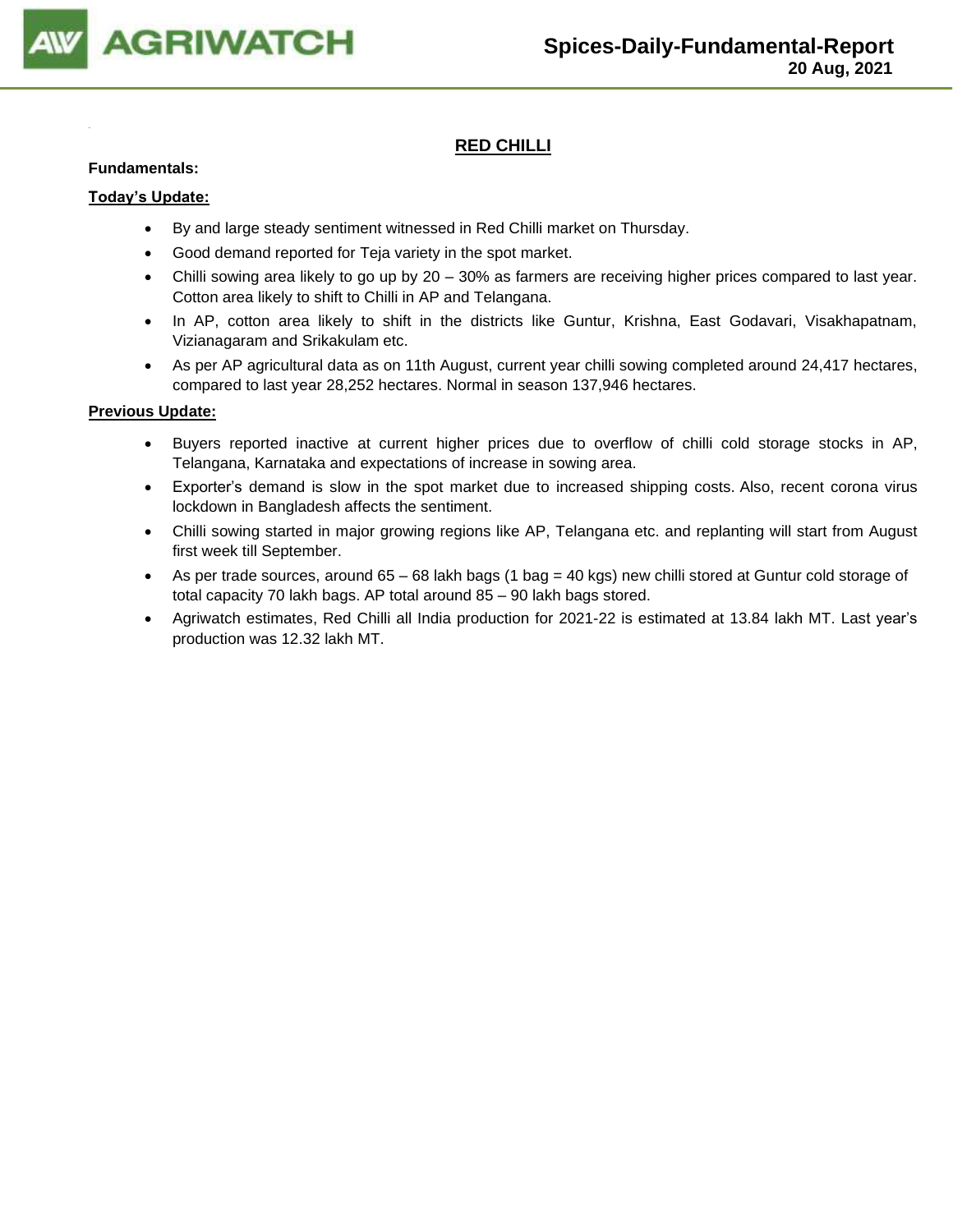# RED CHILLI

**Fundamentals:**

**Today's Update:**

- By and large steady sentiment witnessed in Red Chilli market on Thursday.
- Good demand reported for Teja variety in the spot market.
- Chilli sowing area likely to go up by 20 – 30% as farmers are receiving higher prices compared to last year. Cotton area likely to shift to Chilli in AP and Telangana.
- In AP, cotton area likely to shift in the districts like Guntur, Krishna, East Godavari, Visakhapatnam, Vizianagaram and Srikakulam etc.
- As per AP agricultural data as on 11th August, current year chilli sowing completed around 24,417 hectares, compared to last year 28,252 hectares. Normal in season 137,946 hectares.

**Previous Update:**

- Buyers reported inactive at current higher prices due to overflow of chilli cold storage stocks in AP, Telangana, Karnataka and expectations of increase in sowing area.
- Exporter's demand is slow in the spot market due to increased shipping costs. Also, recent corona virus lockdown in Bangladesh affects the sentiment.
- Chilli sowing started in major growing regions like AP, Telangana etc. and replanting will start from August first week till September.
- As per trade sources, around 65 – 68 lakh bags (1 bag = 40 kgs) new chilli stored at Guntur cold storage of total capacity 70 lakh bags. AP total around 85 – 90 lakh bags stored.
- Agriwatch estimates, Red Chilli all India production for 2021-22 is estimated at 13.84 lakh MT. Last year's production was 12.32 lakh MT.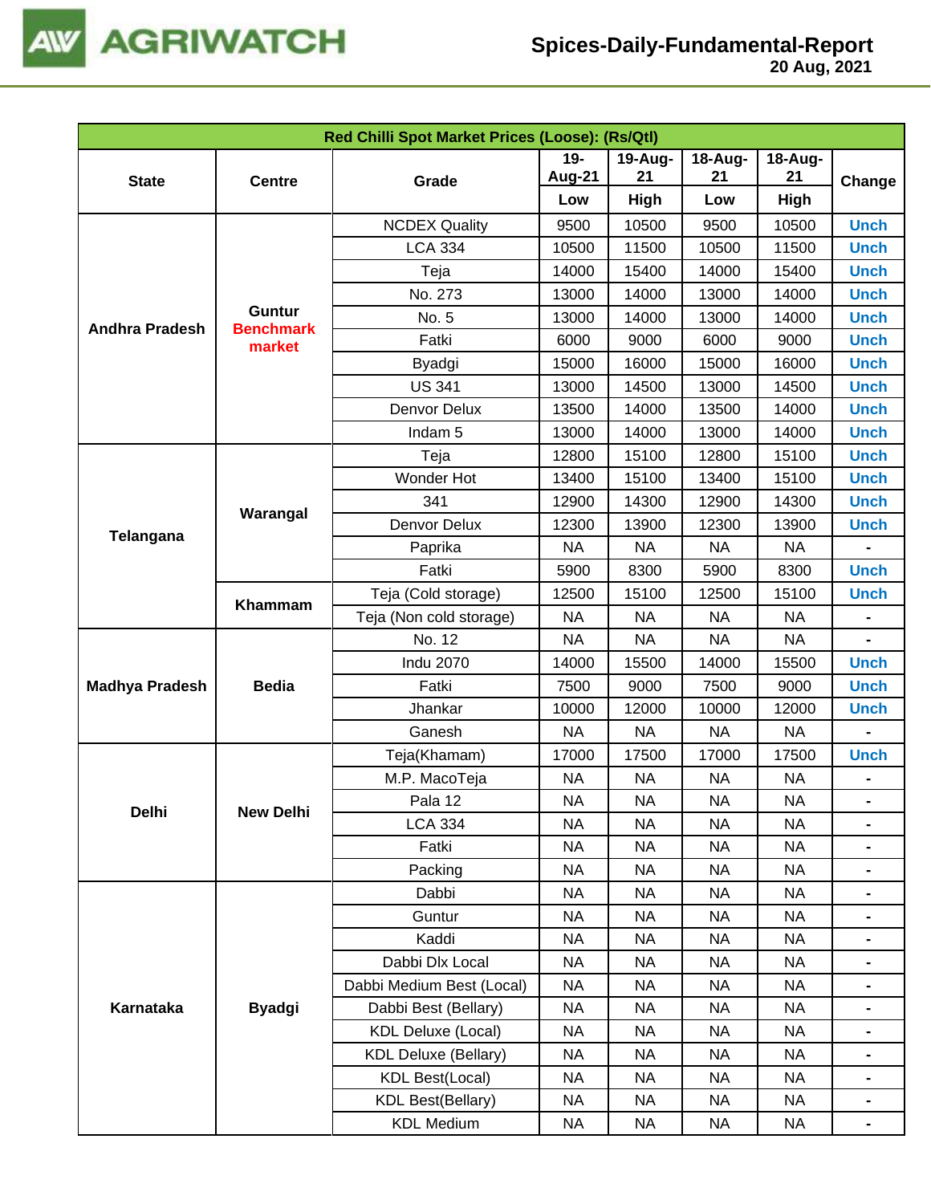| Red Chilli Spot Market Prices (Loose): (Rs/Qtl) | | | | | | | |
|---|---|---|---|---|---|---|---|
| State | Centre | Grade | 19-Aug-21 | 19-Aug-21 | 18-Aug-21 | 18-Aug-21 | Change |
| | | | Low | High | Low | High | |
| Andhra Pradesh | Guntur **Benchmark market** | NCDEX Quality | 9500 | 10500 | 9500 | 10500 | Unch |
| | | LCA 334 | 10500 | 11500 | 10500 | 11500 | Unch |
| | | Teja | 14000 | 15400 | 14000 | 15400 | Unch |
| | | No. 273 | 13000 | 14000 | 13000 | 14000 | Unch |
| | | No. 5 | 13000 | 14000 | 13000 | 14000 | Unch |
| | | Fatki | 6000 | 9000 | 6000 | 9000 | Unch |
| | | Byadgi | 15000 | 16000 | 15000 | 16000 | Unch |
| | | US 341 | 13000 | 14500 | 13000 | 14500 | Unch |
| | | Denvor Delux | 13500 | 14000 | 13500 | 14000 | Unch |
| | | Indam 5 | 13000 | 14000 | 13000 | 14000 | Unch |
| Telangana | Warangal | Teja | 12800 | 15100 | 12800 | 15100 | Unch |
| | | Wonder Hot | 13400 | 15100 | 13400 | 15100 | Unch |
| | | 341 | 12900 | 14300 | 12900 | 14300 | Unch |
| | | Denvor Delux | 12300 | 13900 | 12300 | 13900 | Unch |
| | | Paprika | NA | NA | NA | NA | - |
| | | Fatki | 5900 | 8300 | 5900 | 8300 | Unch |
| | Khammam | Teja (Cold storage) | 12500 | 15100 | 12500 | 15100 | Unch |
| | | Teja (Non cold storage) | NA | NA | NA | NA | - |
| Madhya Pradesh | Bedia | No. 12 | NA | NA | NA | NA | - |
| | | Indu 2070 | 14000 | 15500 | 14000 | 15500 | Unch |
| | | Fatki | 7500 | 9000 | 7500 | 9000 | Unch |
| | | Jhankar | 10000 | 12000 | 10000 | 12000 | Unch |
| | | Ganesh | NA | NA | NA | NA | - |
| Delhi | New Delhi | Teja(Khamam) | 17000 | 17500 | 17000 | 17500 | Unch |
| | | M.P. MacoTeja | NA | NA | NA | NA | - |
| | | Pala 12 | NA | NA | NA | NA | - |
| | | LCA 334 | NA | NA | NA | NA | - |
| | | Fatki | NA | NA | NA | NA | - |
| | | Packing | NA | NA | NA | NA | - |
| Karnataka | Byadgi | Dabbi | NA | NA | NA | NA | - |
| | | Guntur | NA | NA | NA | NA | - |
| | | Kaddi | NA | NA | NA | NA | - |
| | | Dabbi Dlx Local | NA | NA | NA | NA | - |
| | | Dabbi Medium Best (Local) | NA | NA | NA | NA | - |
| | | Dabbi Best (Bellary) | NA | NA | NA | NA | - |
| | | KDL Deluxe (Local) | NA | NA | NA | NA | - |
| | | KDL Deluxe (Bellary) | NA | NA | NA | NA | - |
| | | KDL Best(Local) | NA | NA | NA | NA | - |
| | | KDL Best(Bellary) | NA | NA | NA | NA | - |
| | | KDL Medium | NA | NA | NA | NA | - |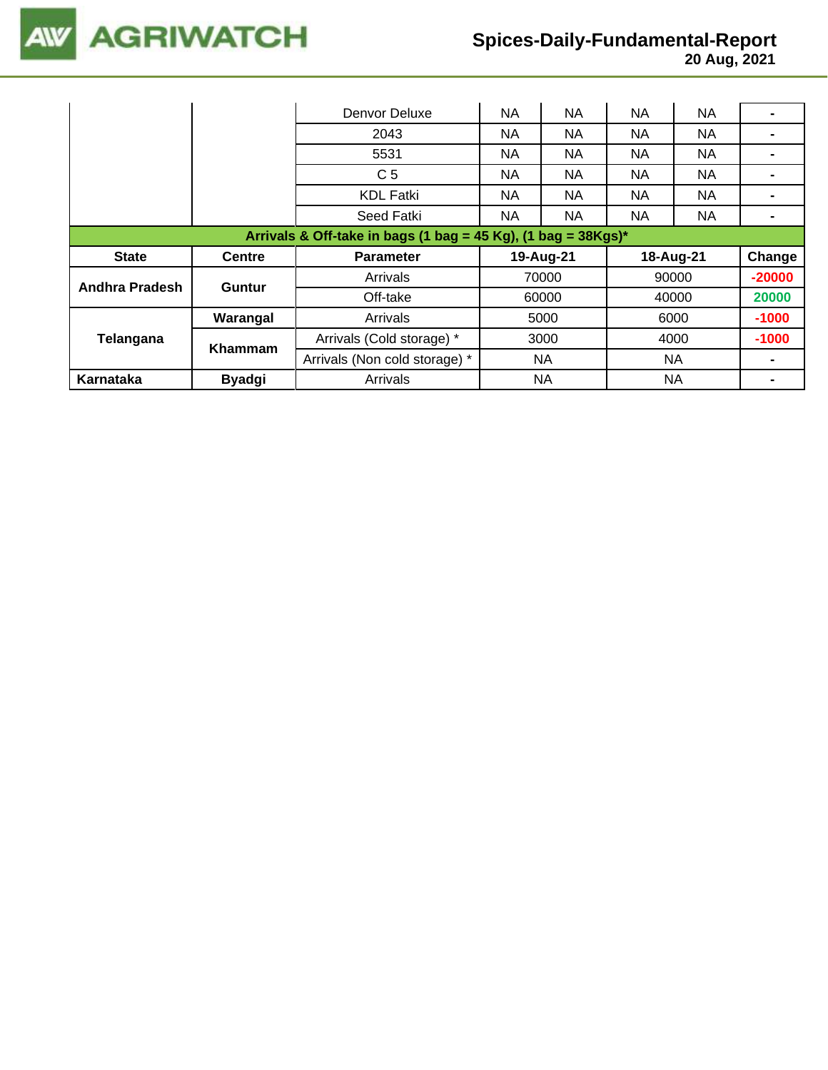| | | Denvor Deluxe | NA | NA | NA | NA | - |
|---|---|---|---|---|---|---|---|
| | | 2043 | NA | NA | NA | NA | - |
| | | 5531 | NA | NA | NA | NA | - |
| | | C 5 | NA | NA | NA | NA | - |
| | | KDL Fatki | NA | NA | NA | NA | - |
| | | Seed Fatki | NA | NA | NA | NA | - |

**Arrivals & Off-take in bags (1 bag = 45 Kg), (1 bag = 38Kgs)***

| State | Centre | Parameter | 19-Aug-21 | 18-Aug-21 | Change |
|---|---|---|---|---|---|
| Andhra Pradesh | Guntur | Arrivals | 70000 | 90000 | -20000 |
| | | Off-take | 60000 | 40000 | 20000 |
| Telangana | Warangal | Arrivals | 5000 | 6000 | -1000 |
| | Khammam | Arrivals (Cold storage) * | 3000 | 4000 | -1000 |
| | | Arrivals (Non cold storage) * | NA | NA | - |
| Karnataka | Byadgi | Arrivals | NA | NA | - |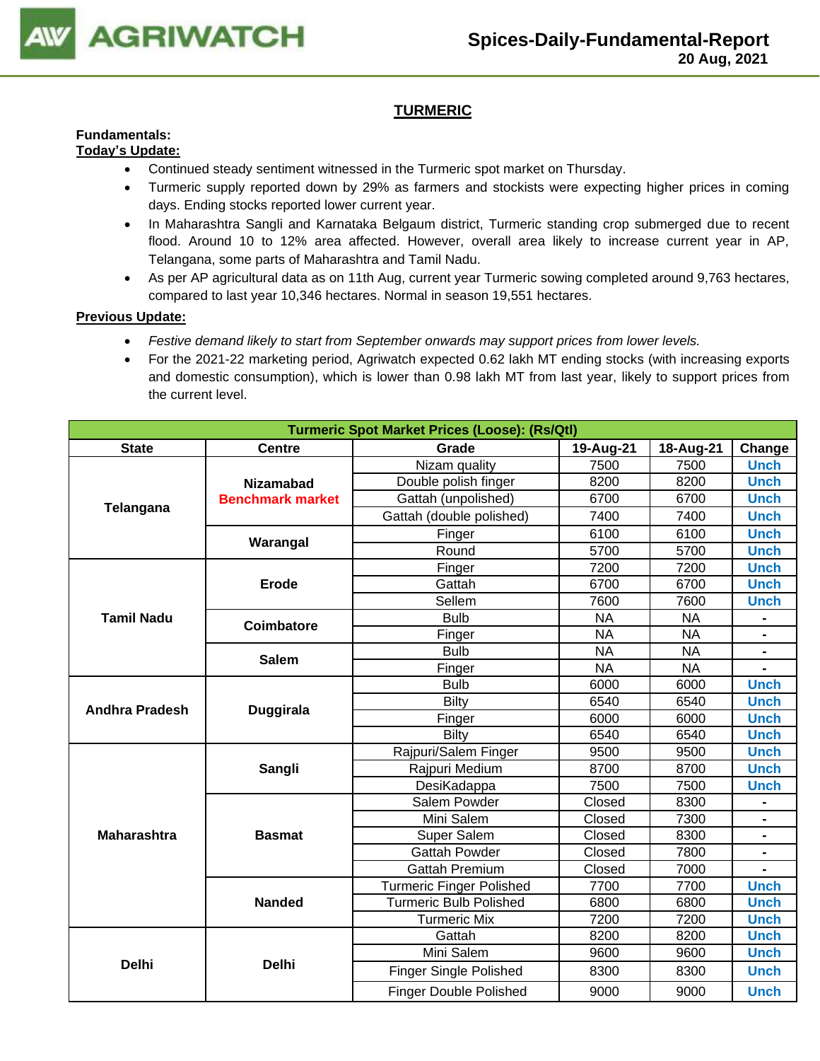# TURMERIC

**Fundamentals:**

**Today's Update:**

- Continued steady sentiment witnessed in the Turmeric spot market on Thursday.
- Turmeric supply reported down by 29% as farmers and stockists were expecting higher prices in coming days. Ending stocks reported lower current year.
- In Maharashtra Sangli and Karnataka Belgaum district, Turmeric standing crop submerged due to recent flood. Around 10 to 12% area affected. However, overall area likely to increase current year in AP, Telangana, some parts of Maharashtra and Tamil Nadu.
- As per AP agricultural data as on 11th Aug, current year Turmeric sowing completed around 9,763 hectares, compared to last year 10,346 hectares. Normal in season 19,551 hectares.

**Previous Update:**

- *Festive demand likely to start from September onwards may support prices from lower levels.*
- For the 2021-22 marketing period, Agriwatch expected 0.62 lakh MT ending stocks (with increasing exports and domestic consumption), which is lower than 0.98 lakh MT from last year, likely to support prices from the current level.

| Turmeric Spot Market Prices (Loose): (Rs/Qtl) | | | | | |
|---|---|---|---|---|---|
| **State** | **Centre** | **Grade** | **19-Aug-21** | **18-Aug-21** | **Change** |
| **Telangana** | **Nizamabad Benchmark market** | Nizam quality | 7500 | 7500 | Unch |
| | | Double polish finger | 8200 | 8200 | Unch |
| | | Gattah (unpolished) | 6700 | 6700 | Unch |
| | | Gattah (double polished) | 7400 | 7400 | Unch |
| | **Warangal** | Finger | 6100 | 6100 | Unch |
| | | Round | 5700 | 5700 | Unch |
| **Tamil Nadu** | **Erode** | Finger | 7200 | 7200 | Unch |
| | | Gattah | 6700 | 6700 | Unch |
| | | Sellem | 7600 | 7600 | Unch |
| | **Coimbatore** | Bulb | NA | NA | - |
| | | Finger | NA | NA | - |
| | **Salem** | Bulb | NA | NA | - |
| | | Finger | NA | NA | - |
| **Andhra Pradesh** | **Duggirala** | Bulb | 6000 | 6000 | Unch |
| | | Bilty | 6540 | 6540 | Unch |
| | | Finger | 6000 | 6000 | Unch |
| | | Bilty | 6540 | 6540 | Unch |
| **Maharashtra** | **Sangli** | Rajpuri/Salem Finger | 9500 | 9500 | Unch |
| | | Rajpuri Medium | 8700 | 8700 | Unch |
| | | DesiKadappa | 7500 | 7500 | Unch |
| | **Basmat** | Salem Powder | Closed | 8300 | - |
| | | Mini Salem | Closed | 7300 | - |
| | | Super Salem | Closed | 8300 | - |
| | | Gattah Powder | Closed | 7800 | - |
| | | Gattah Premium | Closed | 7000 | - |
| | **Nanded** | Turmeric Finger Polished | 7700 | 7700 | Unch |
| | | Turmeric Bulb Polished | 6800 | 6800 | Unch |
| | | Turmeric Mix | 7200 | 7200 | Unch |
| **Delhi** | **Delhi** | Gattah | 8200 | 8200 | Unch |
| | | Mini Salem | 9600 | 9600 | Unch |
| | | Finger Single Polished | 8300 | 8300 | Unch |
| | | Finger Double Polished | 9000 | 9000 | Unch |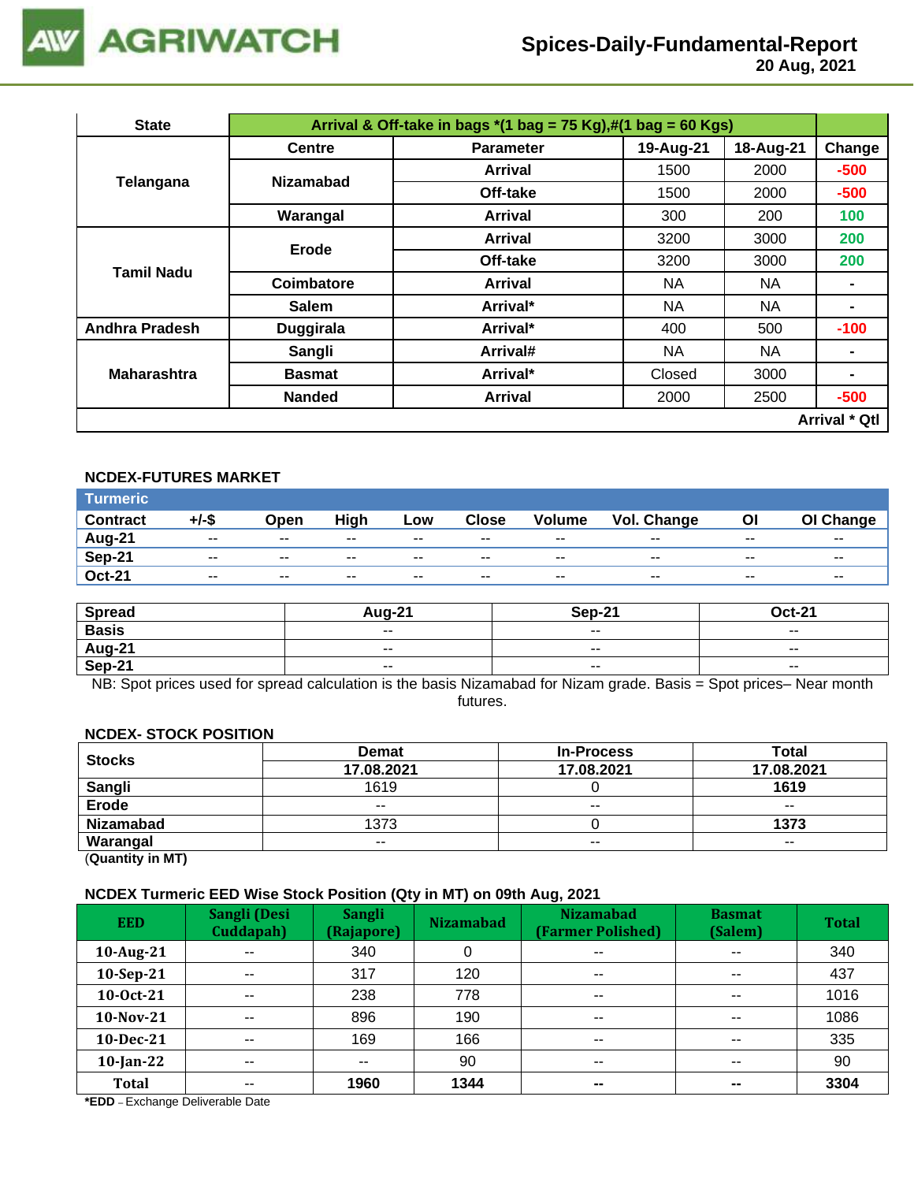| State | Arrival & Off-take in bags *(1 bag = 75 Kg),#(1 bag = 60 Kgs) | | | | | |
|---|---|---|---|---|---|---|
| | Centre | Parameter | 19-Aug-21 | 18-Aug-21 | Change |
| Telangana | Nizamabad | Arrival | 1500 | 2000 | -500 |
| | | Off-take | 1500 | 2000 | -500 |
| | Warangal | Arrival | 300 | 200 | 100 |
| Tamil Nadu | Erode | Arrival | 3200 | 3000 | 200 |
| | | Off-take | 3200 | 3000 | 200 |
| | Coimbatore | Arrival | NA | NA | - |
| | Salem | Arrival* | NA | NA | - |
| Andhra Pradesh | Duggirala | Arrival* | 400 | 500 | -100 |
| Maharashtra | Sangli | Arrival# | NA | NA | - |
| | Basmat | Arrival* | Closed | 3000 | - |
| | Nanded | Arrival | 2000 | 2500 | -500 |
| | | | | | Arrival * Qtl |

### NCDEX-FUTURES MARKET

**Turmeric**

| Contract | +/-$ | Open | High | Low | Close | Volume | Vol. Change | OI | OI Change |
|---|---|---|---|---|---|---|---|---|---|
| Aug-21 | -- | -- | -- | -- | -- | -- | -- | -- | -- |
| Sep-21 | -- | -- | -- | -- | -- | -- | -- | -- | -- |
| Oct-21 | -- | -- | -- | -- | -- | -- | -- | -- | -- |

| Spread | Aug-21 | Sep-21 | Oct-21 |
|---|---|---|---|
| Basis | -- | -- | -- |
| Aug-21 | -- | -- | -- |
| Sep-21 | -- | -- | -- |

NB: Spot prices used for spread calculation is the basis Nizamabad for Nizam grade. Basis = Spot prices– Near month futures.

### NCDEX- STOCK POSITION

| Stocks | Demat | In-Process | Total |
|---|---|---|---|
| | 17.08.2021 | 17.08.2021 | 17.08.2021 |
| Sangli | 1619 | 0 | 1619 |
| Erode | -- | -- | -- |
| Nizamabad | 1373 | 0 | 1373 |
| Warangal | -- | -- | -- |

(Quantity in MT)

### NCDEX Turmeric EED Wise Stock Position (Qty in MT) on 09th Aug, 2021

| EED | Sangli (Desi Cuddapah) | Sangli (Rajapore) | Nizamabad | Nizamabad (Farmer Polished) | Basmat (Salem) | Total |
|---|---|---|---|---|---|---|
| 10-Aug-21 | -- | 340 | 0 | -- | -- | 340 |
| 10-Sep-21 | -- | 317 | 120 | -- | -- | 437 |
| 10-Oct-21 | -- | 238 | 778 | -- | -- | 1016 |
| 10-Nov-21 | -- | 896 | 190 | -- | -- | 1086 |
| 10-Dec-21 | -- | 169 | 166 | -- | -- | 335 |
| 10-Jan-22 | -- | -- | 90 | -- | -- | 90 |
| Total | -- | 1960 | 1344 | -- | -- | 3304 |

*EDD – Exchange Deliverable Date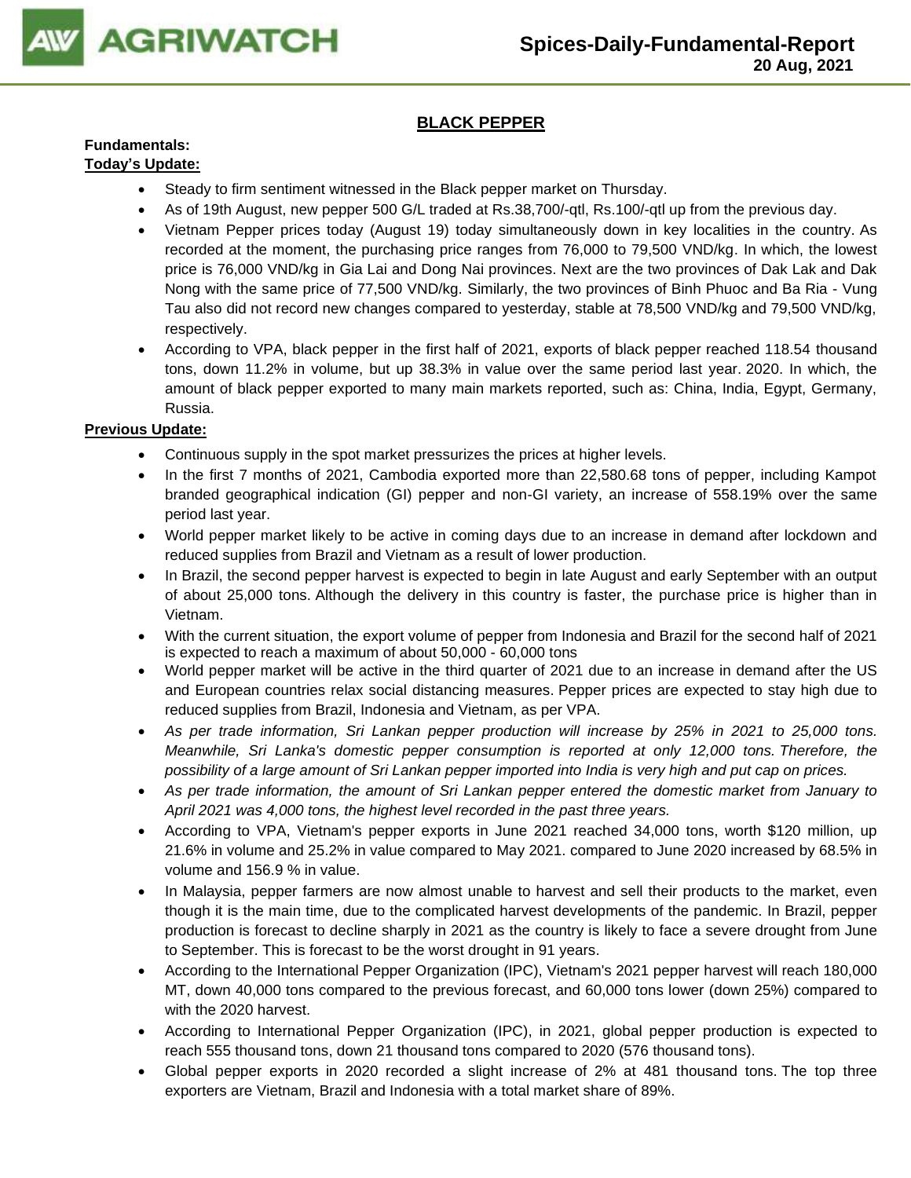## BLACK PEPPER

**Fundamentals:**

**Today's Update:**

- Steady to firm sentiment witnessed in the Black pepper market on Thursday.
- As of 19th August, new pepper 500 G/L traded at Rs.38,700/-qtl, Rs.100/-qtl up from the previous day.
- Vietnam Pepper prices today (August 19) today simultaneously down in key localities in the country. As recorded at the moment, the purchasing price ranges from 76,000 to 79,500 VND/kg. In which, the lowest price is 76,000 VND/kg in Gia Lai and Dong Nai provinces. Next are the two provinces of Dak Lak and Dak Nong with the same price of 77,500 VND/kg. Similarly, the two provinces of Binh Phuoc and Ba Ria - Vung Tau also did not record new changes compared to yesterday, stable at 78,500 VND/kg and 79,500 VND/kg, respectively.
- According to VPA, black pepper in the first half of 2021, exports of black pepper reached 118.54 thousand tons, down 11.2% in volume, but up 38.3% in value over the same period last year. 2020. In which, the amount of black pepper exported to many main markets reported, such as: China, India, Egypt, Germany, Russia.

**Previous Update:**

- Continuous supply in the spot market pressurizes the prices at higher levels.
- In the first 7 months of 2021, Cambodia exported more than 22,580.68 tons of pepper, including Kampot branded geographical indication (GI) pepper and non-GI variety, an increase of 558.19% over the same period last year.
- World pepper market likely to be active in coming days due to an increase in demand after lockdown and reduced supplies from Brazil and Vietnam as a result of lower production.
- In Brazil, the second pepper harvest is expected to begin in late August and early September with an output of about 25,000 tons. Although the delivery in this country is faster, the purchase price is higher than in Vietnam.
- With the current situation, the export volume of pepper from Indonesia and Brazil for the second half of 2021 is expected to reach a maximum of about 50,000 - 60,000 tons
- World pepper market will be active in the third quarter of 2021 due to an increase in demand after the US and European countries relax social distancing measures. Pepper prices are expected to stay high due to reduced supplies from Brazil, Indonesia and Vietnam, as per VPA.
- *As per trade information, Sri Lankan pepper production will increase by 25% in 2021 to 25,000 tons. Meanwhile, Sri Lanka's domestic pepper consumption is reported at only 12,000 tons. Therefore, the possibility of a large amount of Sri Lankan pepper imported into India is very high and put cap on prices.*
- *As per trade information, the amount of Sri Lankan pepper entered the domestic market from January to April 2021 was 4,000 tons, the highest level recorded in the past three years.*
- According to VPA, Vietnam's pepper exports in June 2021 reached 34,000 tons, worth $120 million, up 21.6% in volume and 25.2% in value compared to May 2021. compared to June 2020 increased by 68.5% in volume and 156.9 % in value.
- In Malaysia, pepper farmers are now almost unable to harvest and sell their products to the market, even though it is the main time, due to the complicated harvest developments of the pandemic. In Brazil, pepper production is forecast to decline sharply in 2021 as the country is likely to face a severe drought from June to September. This is forecast to be the worst drought in 91 years.
- According to the International Pepper Organization (IPC), Vietnam's 2021 pepper harvest will reach 180,000 MT, down 40,000 tons compared to the previous forecast, and 60,000 tons lower (down 25%) compared to with the 2020 harvest.
- According to International Pepper Organization (IPC), in 2021, global pepper production is expected to reach 555 thousand tons, down 21 thousand tons compared to 2020 (576 thousand tons).
- Global pepper exports in 2020 recorded a slight increase of 2% at 481 thousand tons. The top three exporters are Vietnam, Brazil and Indonesia with a total market share of 89%.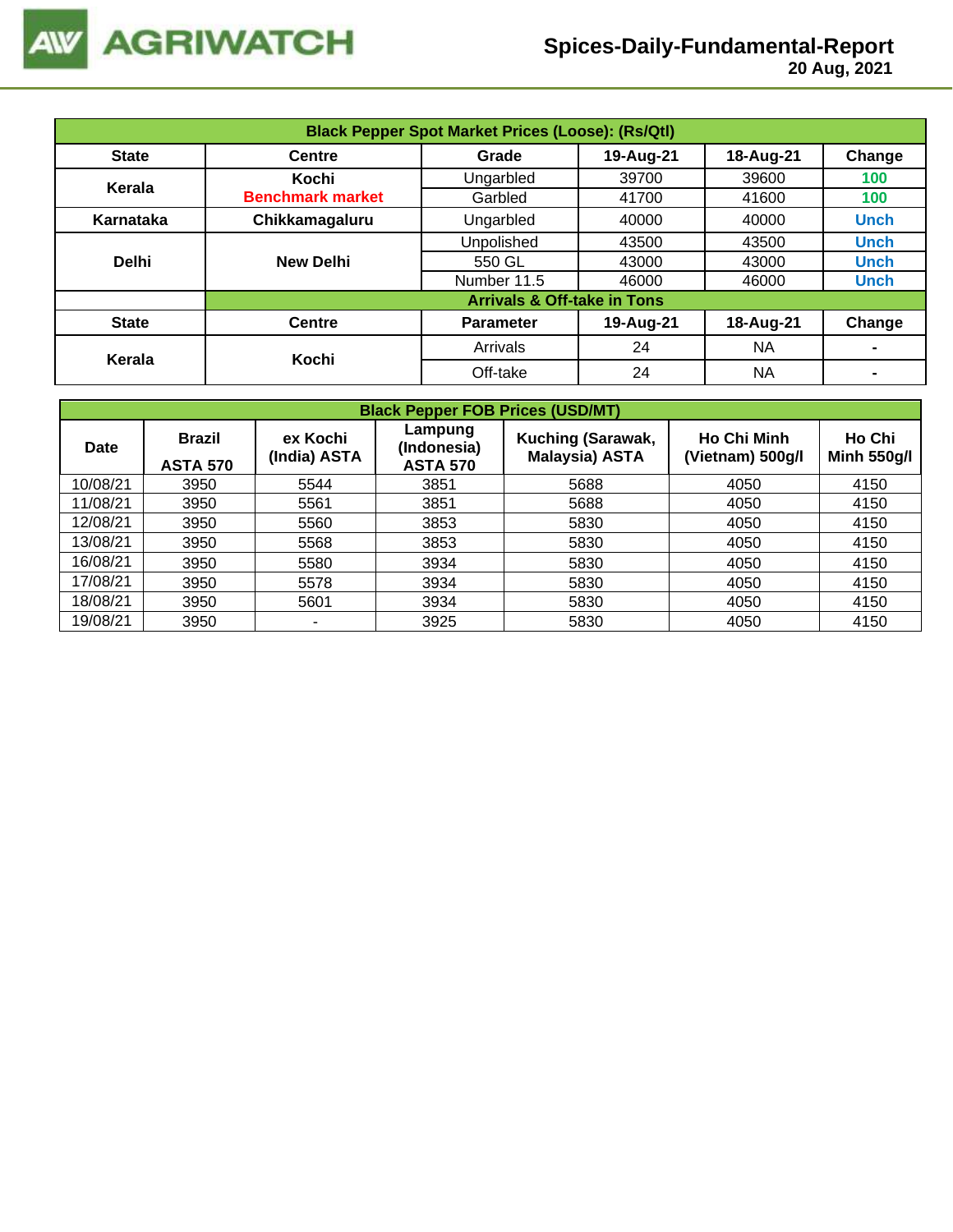## Black Pepper Spot Market Prices (Loose): (Rs/Qtl)

| State | Centre | Grade | 19-Aug-21 | 18-Aug-21 | Change |
|---|---|---|---|---|---|
| Kerala | Kochi Benchmark market | Ungarbled | 39700 | 39600 | 100 |
| | | Garbled | 41700 | 41600 | 100 |
| Karnataka | Chikkamagaluru | Ungarbled | 40000 | 40000 | Unch |
| Delhi | New Delhi | Unpolished | 43500 | 43500 | Unch |
| | | 550 GL | 43000 | 43000 | Unch |
| | | Number 11.5 | 46000 | 46000 | Unch |
| | **Arrivals & Off-take in Tons** | | | | |
| **State** | **Centre** | **Parameter** | **19-Aug-21** | **18-Aug-21** | **Change** |
| Kerala | Kochi | Arrivals | 24 | NA | - |
| | | Off-take | 24 | NA | - |

## Black Pepper FOB Prices (USD/MT)

| Date | Brazil ASTA 570 | ex Kochi (India) ASTA | Lampung (Indonesia) ASTA 570 | Kuching (Sarawak, Malaysia) ASTA | Ho Chi Minh (Vietnam) 500g/l | Ho Chi Minh 550g/l |
|---|---|---|---|---|---|---|
| 10/08/21 | 3950 | 5544 | 3851 | 5688 | 4050 | 4150 |
| 11/08/21 | 3950 | 5561 | 3851 | 5688 | 4050 | 4150 |
| 12/08/21 | 3950 | 5560 | 3853 | 5830 | 4050 | 4150 |
| 13/08/21 | 3950 | 5568 | 3853 | 5830 | 4050 | 4150 |
| 16/08/21 | 3950 | 5580 | 3934 | 5830 | 4050 | 4150 |
| 17/08/21 | 3950 | 5578 | 3934 | 5830 | 4050 | 4150 |
| 18/08/21 | 3950 | 5601 | 3934 | 5830 | 4050 | 4150 |
| 19/08/21 | 3950 | - | 3925 | 5830 | 4050 | 4150 |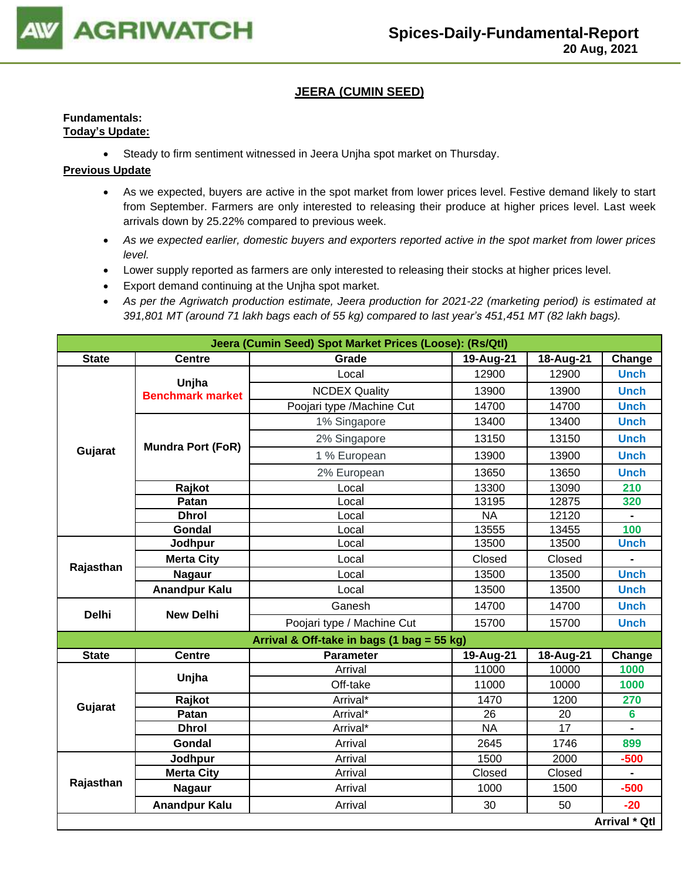# JEERA (CUMIN SEED)

**Fundamentals:**
**Today's Update:**

- Steady to firm sentiment witnessed in Jeera Unjha spot market on Thursday.

**Previous Update**

- As we expected, buyers are active in the spot market from lower prices level. Festive demand likely to start from September. Farmers are only interested to releasing their produce at higher prices level. Last week arrivals down by 25.22% compared to previous week.
- *As we expected earlier, domestic buyers and exporters reported active in the spot market from lower prices level.*
- Lower supply reported as farmers are only interested to releasing their stocks at higher prices level.
- Export demand continuing at the Unjha spot market.
- *As per the Agriwatch production estimate, Jeera production for 2021-22 (marketing period) is estimated at 391,801 MT (around 71 lakh bags each of 55 kg) compared to last year's 451,451 MT (82 lakh bags).*

| Jeera (Cumin Seed) Spot Market Prices (Loose): (Rs/Qtl) | | | | | |
|---|---|---|---|---|---|
| **State** | **Centre** | **Grade** | **19-Aug-21** | **18-Aug-21** | **Change** |
| Gujarat | Unjha Benchmark market | Local | 12900 | 12900 | Unch |
| | | NCDEX Quality | 13900 | 13900 | Unch |
| | | Poojari type /Machine Cut | 14700 | 14700 | Unch |
| | Mundra Port (FoR) | 1% Singapore | 13400 | 13400 | Unch |
| | | 2% Singapore | 13150 | 13150 | Unch |
| | | 1 % European | 13900 | 13900 | Unch |
| | | 2% European | 13650 | 13650 | Unch |
| | Rajkot | Local | 13300 | 13090 | 210 |
| | Patan | Local | 13195 | 12875 | 320 |
| | Dhrol | Local | NA | 12120 | - |
| | Gondal | Local | 13555 | 13455 | 100 |
| Rajasthan | Jodhpur | Local | 13500 | 13500 | Unch |
| | Merta City | Local | Closed | Closed | - |
| | Nagaur | Local | 13500 | 13500 | Unch |
| | Anandpur Kalu | Local | 13500 | 13500 | Unch |
| Delhi | New Delhi | Ganesh | 14700 | 14700 | Unch |
| | | Poojari type / Machine Cut | 15700 | 15700 | Unch |
| **Arrival & Off-take in bags (1 bag = 55 kg)** | | | | | |
| **State** | **Centre** | **Parameter** | **19-Aug-21** | **18-Aug-21** | **Change** |
| Gujarat | Unjha | Arrival | 11000 | 10000 | 1000 |
| | | Off-take | 11000 | 10000 | 1000 |
| | Rajkot | Arrival* | 1470 | 1200 | 270 |
| | Patan | Arrival* | 26 | 20 | 6 |
| | Dhrol | Arrival* | NA | 17 | - |
| | Gondal | Arrival | 2645 | 1746 | 899 |
| Rajasthan | Jodhpur | Arrival | 1500 | 2000 | -500 |
| | Merta City | Arrival | Closed | Closed | - |
| | Nagaur | Arrival | 1000 | 1500 | -500 |
| | Anandpur Kalu | Arrival | 30 | 50 | -20 |
| | | | | | **Arrival * Qtl** |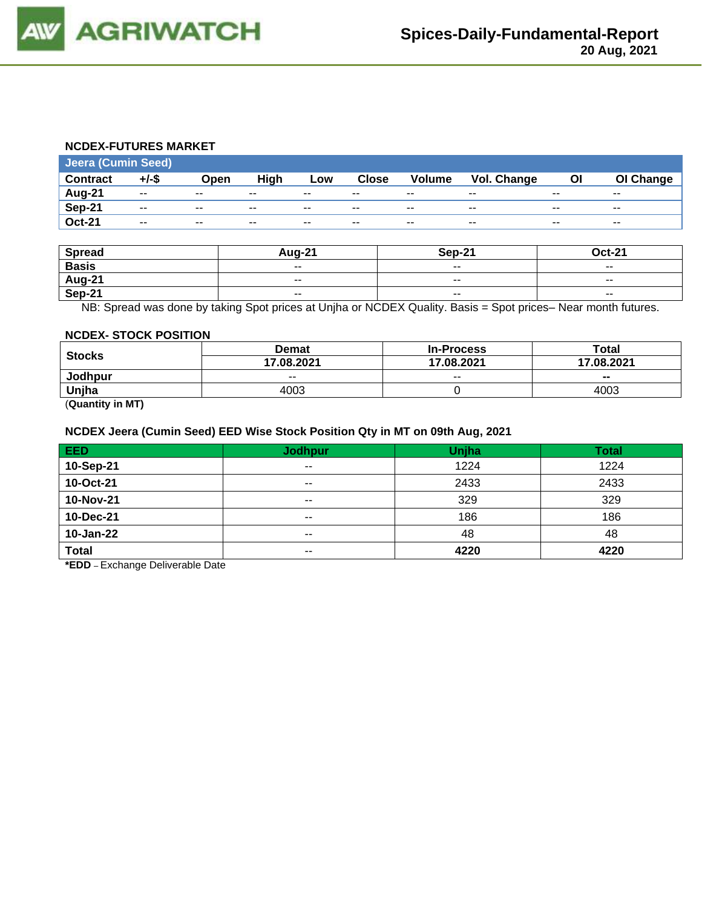## NCDEX-FUTURES MARKET

| Jeera (Cumin Seed) | | | | | | | | | |
|---|---|---|---|---|---|---|---|---|---|
| **Contract** | **+/-$** | **Open** | **High** | **Low** | **Close** | **Volume** | **Vol. Change** | **OI** | **OI Change** |
| **Aug-21** | -- | -- | -- | -- | -- | -- | -- | -- | -- |
| **Sep-21** | -- | -- | -- | -- | -- | -- | -- | -- | -- |
| **Oct-21** | -- | -- | -- | -- | -- | -- | -- | -- | -- |

| Spread | Aug-21 | Sep-21 | Oct-21 |
|---|---|---|---|
| **Basis** | -- | -- | -- |
| **Aug-21** | -- | -- | -- |
| **Sep-21** | -- | -- | -- |

NB: Spread was done by taking Spot prices at Unjha or NCDEX Quality. Basis = Spot prices– Near month futures.

## NCDEX- STOCK POSITION

| Stocks | Demat | In-Process | Total |
|---|---|---|---|
| | **17.08.2021** | **17.08.2021** | **17.08.2021** |
| **Jodhpur** | -- | -- | **--** |
| **Unjha** | 4003 | 0 | 4003 |

(**Quantity in MT)**

## NCDEX Jeera (Cumin Seed) EED Wise Stock Position Qty in MT on 09th Aug, 2021

| EED | Jodhpur | Unjha | Total |
|---|---|---|---|
| **10-Sep-21** | -- | 1224 | 1224 |
| **10-Oct-21** | -- | 2433 | 2433 |
| **10-Nov-21** | -- | 329 | 329 |
| **10-Dec-21** | -- | 186 | 186 |
| **10-Jan-22** | -- | 48 | 48 |
| **Total** | -- | **4220** | **4220** |

***EDD** – Exchange Deliverable Date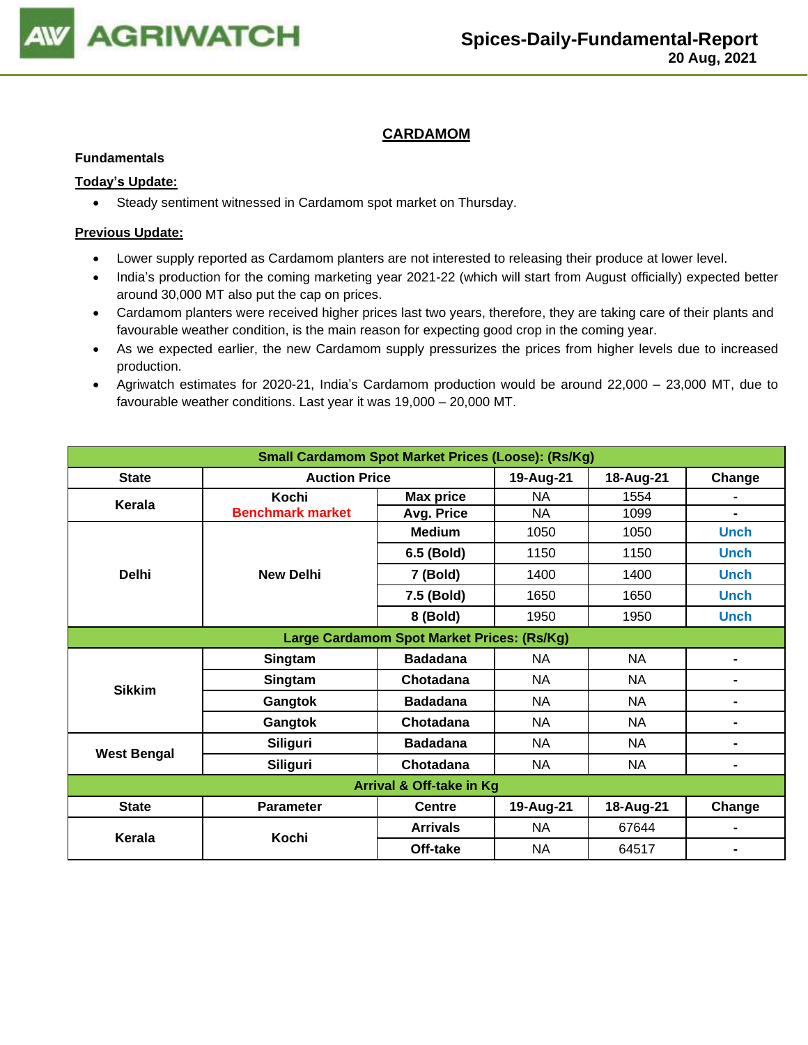# CARDAMOM

**Fundamentals**

**Today's Update:**

- Steady sentiment witnessed in Cardamom spot market on Thursday.

**Previous Update:**

- Lower supply reported as Cardamom planters are not interested to releasing their produce at lower level.
- India's production for the coming marketing year 2021-22 (which will start from August officially) expected better around 30,000 MT also put the cap on prices.
- Cardamom planters were received higher prices last two years, therefore, they are taking care of their plants and favourable weather condition, is the main reason for expecting good crop in the coming year.
- As we expected earlier, the new Cardamom supply pressurizes the prices from higher levels due to increased production.
- Agriwatch estimates for 2020-21, India's Cardamom production would be around 22,000 – 23,000 MT, due to favourable weather conditions. Last year it was 19,000 – 20,000 MT.

| Small Cardamom Spot Market Prices (Loose): (Rs/Kg) | | | | | |
|---|---|---|---|---|---|
| **State** | **Auction Price** | | **19-Aug-21** | **18-Aug-21** | **Change** |
| **Kerala** | **Kochi** **Benchmark market** | **Max price** | NA | 1554 | - |
| | | **Avg. Price** | NA | 1099 | - |
| **Delhi** | **New Delhi** | **Medium** | 1050 | 1050 | Unch |
| | | **6.5 (Bold)** | 1150 | 1150 | Unch |
| | | **7 (Bold)** | 1400 | 1400 | Unch |
| | | **7.5 (Bold)** | 1650 | 1650 | Unch |
| | | **8 (Bold)** | 1950 | 1950 | Unch |
| **Large Cardamom Spot Market Prices: (Rs/Kg)** | | | | | |
| **Sikkim** | **Singtam** | **Badadana** | NA | NA | - |
| | **Singtam** | **Chotadana** | NA | NA | - |
| | **Gangtok** | **Badadana** | NA | NA | - |
| | **Gangtok** | **Chotadana** | NA | NA | - |
| **West Bengal** | **Siliguri** | **Badadana** | NA | NA | - |
| | **Siliguri** | **Chotadana** | NA | NA | - |
| **Arrival & Off-take in Kg** | | | | | |
| **State** | **Parameter** | **Centre** | **19-Aug-21** | **18-Aug-21** | **Change** |
| **Kerala** | **Kochi** | **Arrivals** | NA | 67644 | - |
| | | **Off-take** | NA | 64517 | - |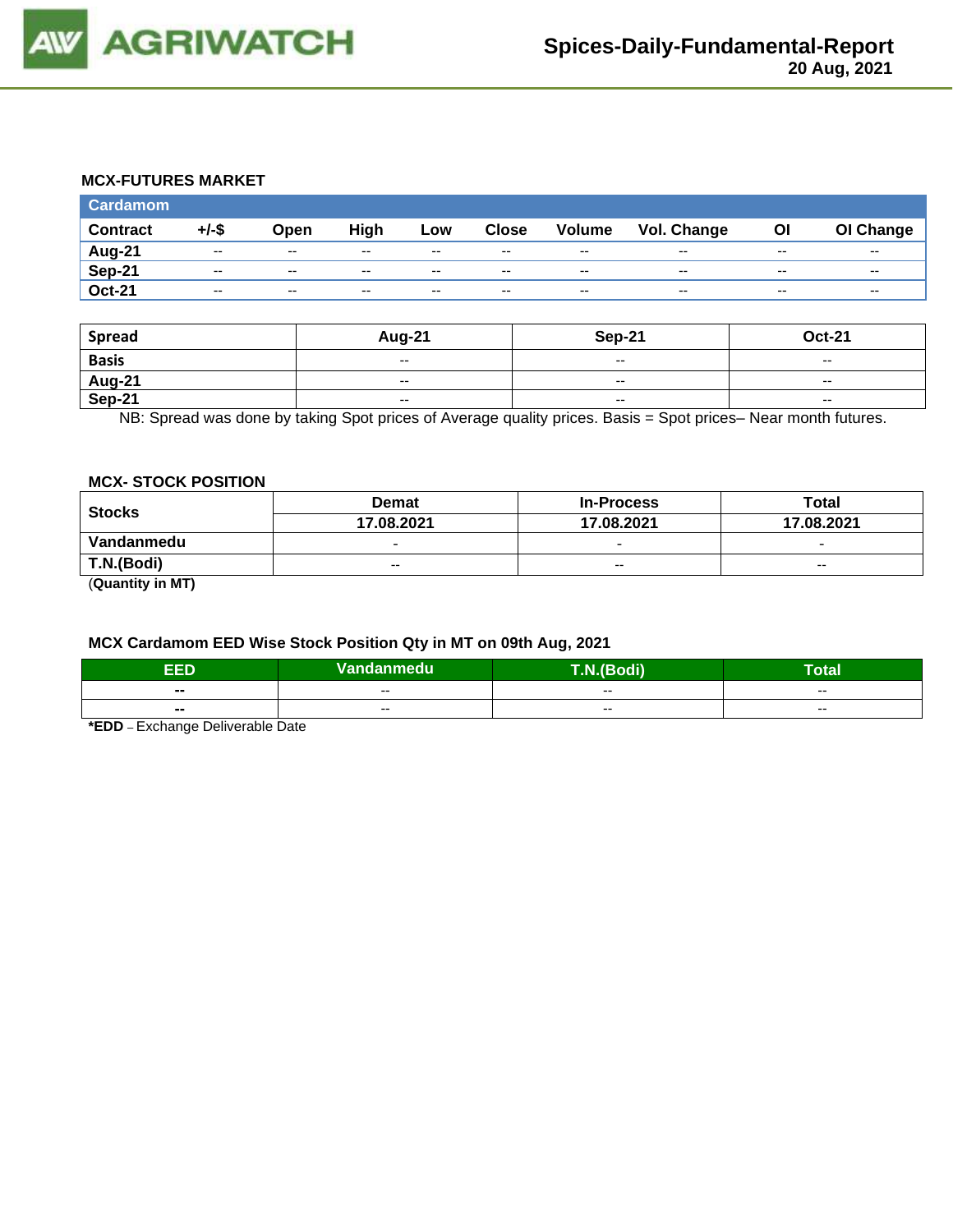### MCX-FUTURES MARKET

| Cardamom | | | | | | | | | |
|---|---|---|---|---|---|---|---|---|---|
| Contract | +/-$ | Open | High | Low | Close | Volume | Vol. Change | OI | OI Change |
| Aug-21 | -- | -- | -- | -- | -- | -- | -- | -- | -- |
| Sep-21 | -- | -- | -- | -- | -- | -- | -- | -- | -- |
| Oct-21 | -- | -- | -- | -- | -- | -- | -- | -- | -- |

| Spread | Aug-21 | Sep-21 | Oct-21 |
|---|---|---|---|
| Basis | -- | -- | -- |
| Aug-21 | -- | -- | -- |
| Sep-21 | -- | -- | -- |

NB: Spread was done by taking Spot prices of Average quality prices. Basis = Spot prices– Near month futures.

### MCX- STOCK POSITION

| Stocks | Demat | In-Process | Total |
|---|---|---|---|
| | 17.08.2021 | 17.08.2021 | 17.08.2021 |
| Vandanmedu | - | - | - |
| T.N.(Bodi) | -- | -- | -- |

(**Quantity in MT)**

### MCX Cardamom EED Wise Stock Position Qty in MT on 09th Aug, 2021

| EED | Vandanmedu | T.N.(Bodi) | Total |
|---|---|---|---|
| -- | -- | -- | -- |
| -- | -- | -- | -- |

***EDD** – Exchange Deliverable Date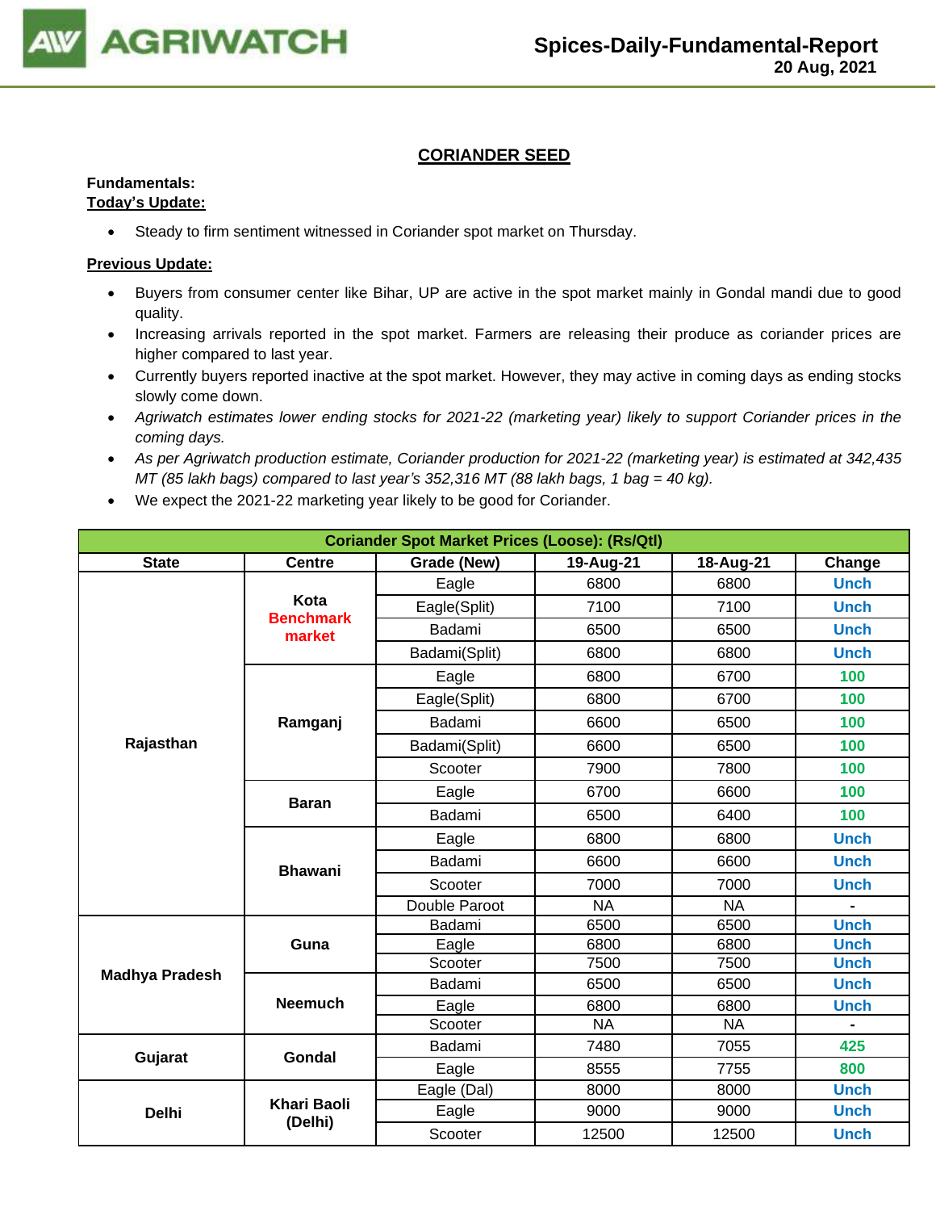## CORIANDER SEED

**Fundamentals:**

**Today's Update:**

- Steady to firm sentiment witnessed in Coriander spot market on Thursday.

**Previous Update:**

- Buyers from consumer center like Bihar, UP are active in the spot market mainly in Gondal mandi due to good quality.
- Increasing arrivals reported in the spot market. Farmers are releasing their produce as coriander prices are higher compared to last year.
- Currently buyers reported inactive at the spot market. However, they may active in coming days as ending stocks slowly come down.
- *Agriwatch estimates lower ending stocks for 2021-22 (marketing year) likely to support Coriander prices in the coming days.*
- *As per Agriwatch production estimate, Coriander production for 2021-22 (marketing year) is estimated at 342,435 MT (85 lakh bags) compared to last year's 352,316 MT (88 lakh bags, 1 bag = 40 kg).*
- We expect the 2021-22 marketing year likely to be good for Coriander.

| Coriander Spot Market Prices (Loose): (Rs/Qtl) | | | | | |
|---|---|---|---|---|---|
| **State** | **Centre** | **Grade (New)** | **19-Aug-21** | **18-Aug-21** | **Change** |
| Rajasthan | Kota Benchmark market | Eagle | 6800 | 6800 | Unch |
| | | Eagle(Split) | 7100 | 7100 | Unch |
| | | Badami | 6500 | 6500 | Unch |
| | | Badami(Split) | 6800 | 6800 | Unch |
| | Ramganj | Eagle | 6800 | 6700 | 100 |
| | | Eagle(Split) | 6800 | 6700 | 100 |
| | | Badami | 6600 | 6500 | 100 |
| | | Badami(Split) | 6600 | 6500 | 100 |
| | | Scooter | 7900 | 7800 | 100 |
| | Baran | Eagle | 6700 | 6600 | 100 |
| | | Badami | 6500 | 6400 | 100 |
| | Bhawani | Eagle | 6800 | 6800 | Unch |
| | | Badami | 6600 | 6600 | Unch |
| | | Scooter | 7000 | 7000 | Unch |
| | | Double Paroot | NA | NA | - |
| Madhya Pradesh | Guna | Badami | 6500 | 6500 | Unch |
| | | Eagle | 6800 | 6800 | Unch |
| | | Scooter | 7500 | 7500 | Unch |
| | Neemuch | Badami | 6500 | 6500 | Unch |
| | | Eagle | 6800 | 6800 | Unch |
| | | Scooter | NA | NA | - |
| Gujarat | Gondal | Badami | 7480 | 7055 | 425 |
| | | Eagle | 8555 | 7755 | 800 |
| Delhi | Khari Baoli (Delhi) | Eagle (Dal) | 8000 | 8000 | Unch |
| | | Eagle | 9000 | 9000 | Unch |
| | | Scooter | 12500 | 12500 | Unch |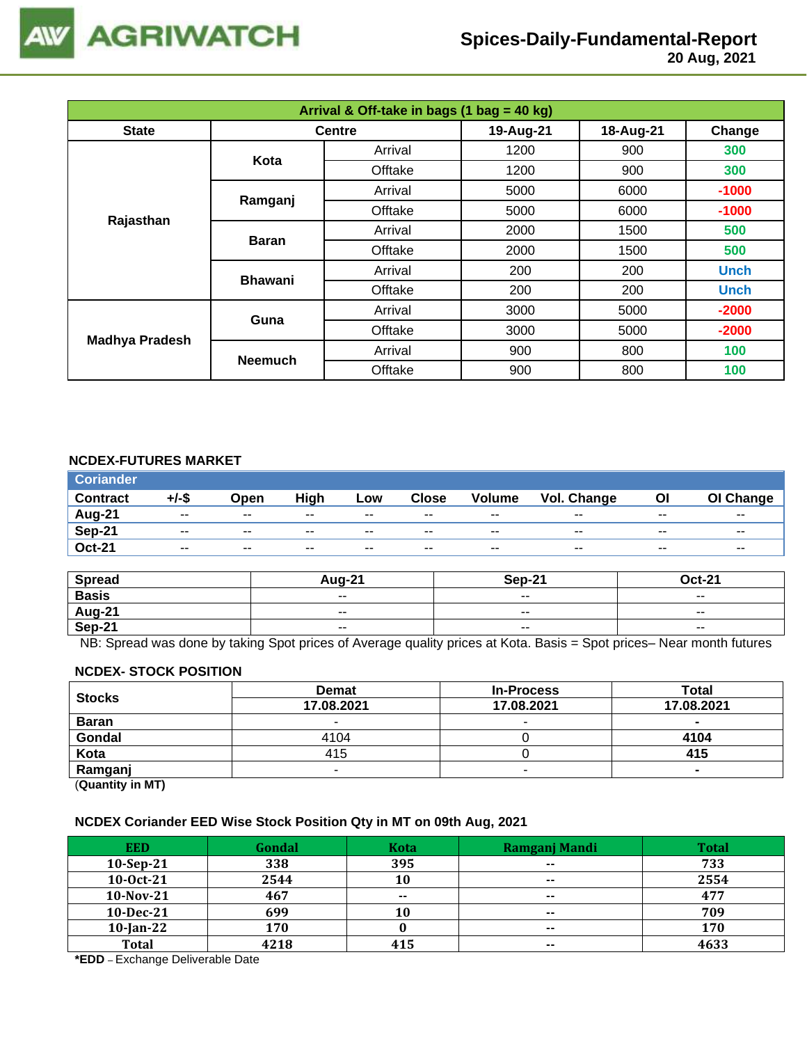# Spices-Daily-Fundamental-Report

**20 Aug, 2021**

| Arrival & Off-take in bags (1 bag = 40 kg) | | | | | |
|---|---|---|---|---|---|
| **State** | **Centre** | | **19-Aug-21** | **18-Aug-21** | **Change** |
| Rajasthan | Kota | Arrival | 1200 | 900 | 300 |
| | | Offtake | 1200 | 900 | 300 |
| | Ramganj | Arrival | 5000 | 6000 | -1000 |
| | | Offtake | 5000 | 6000 | -1000 |
| | Baran | Arrival | 2000 | 1500 | 500 |
| | | Offtake | 2000 | 1500 | 500 |
| | Bhawani | Arrival | 200 | 200 | Unch |
| | | Offtake | 200 | 200 | Unch |
| Madhya Pradesh | Guna | Arrival | 3000 | 5000 | -2000 |
| | | Offtake | 3000 | 5000 | -2000 |
| | Neemuch | Arrival | 900 | 800 | 100 |
| | | Offtake | 900 | 800 | 100 |

## NCDEX-FUTURES MARKET

**Coriander**

| Contract | +/-$ | Open | High | Low | Close | Volume | Vol. Change | OI | OI Change |
|---|---|---|---|---|---|---|---|---|---|
| Aug-21 | -- | -- | -- | -- | -- | -- | -- | -- | -- |
| Sep-21 | -- | -- | -- | -- | -- | -- | -- | -- | -- |
| Oct-21 | -- | -- | -- | -- | -- | -- | -- | -- | -- |

| Spread | Aug-21 | Sep-21 | Oct-21 |
|---|---|---|---|
| Basis | -- | -- | -- |
| Aug-21 | -- | -- | -- |
| Sep-21 | -- | -- | -- |

NB: Spread was done by taking Spot prices of Average quality prices at Kota. Basis = Spot prices– Near month futures

## NCDEX- STOCK POSITION

| Stocks | Demat | In-Process | Total |
|---|---|---|---|
| | 17.08.2021 | 17.08.2021 | 17.08.2021 |
| Baran | - | - | - |
| Gondal | 4104 | 0 | 4104 |
| Kota | 415 | 0 | 415 |
| Ramganj | - | - | - |

(**Quantity in MT)**

## NCDEX Coriander EED Wise Stock Position Qty in MT on 09th Aug, 2021

| EED | Gondal | Kota | Ramganj Mandi | Total |
|---|---|---|---|---|
| 10-Sep-21 | 338 | 395 | -- | 733 |
| 10-Oct-21 | 2544 | 10 | -- | 2554 |
| 10-Nov-21 | 467 | -- | -- | 477 |
| 10-Dec-21 | 699 | 10 | -- | 709 |
| 10-Jan-22 | 170 | 0 | -- | 170 |
| Total | 4218 | 415 | -- | 4633 |

***EDD** – Exchange Deliverable Date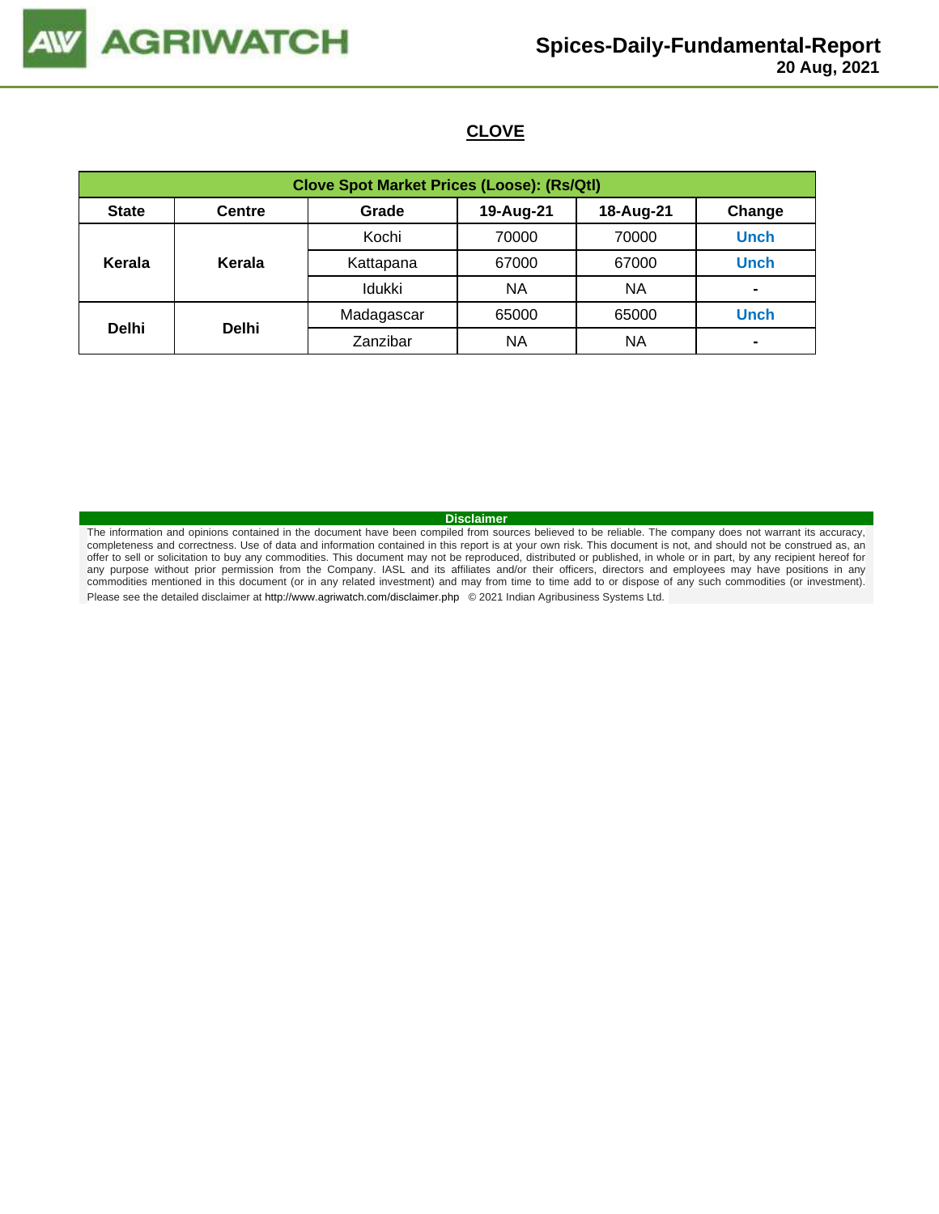## CLOVE

| Clove Spot Market Prices (Loose): (Rs/Qtl) | | | | | |
|---|---|---|---|---|---|
| **State** | **Centre** | **Grade** | **19-Aug-21** | **18-Aug-21** | **Change** |
| **Kerala** | **Kerala** | Kochi | 70000 | 70000 | **Unch** |
| | | Kattapana | 67000 | 67000 | **Unch** |
| | | Idukki | NA | NA | - |
| **Delhi** | **Delhi** | Madagascar | 65000 | 65000 | **Unch** |
| | | Zanzibar | NA | NA | - |

**Disclaimer**

The information and opinions contained in the document have been compiled from sources believed to be reliable. The company does not warrant its accuracy, completeness and correctness. Use of data and information contained in this report is at your own risk. This document is not, and should not be construed as, an offer to sell or solicitation to buy any commodities. This document may not be reproduced, distributed or published, in whole or in part, by any recipient hereof for any purpose without prior permission from the Company. IASL and its affiliates and/or their officers, directors and employees may have positions in any commodities mentioned in this document (or in any related investment) and may from time to time add to or dispose of any such commodities (or investment). Please see the detailed disclaimer at http://www.agriwatch.com/disclaimer.php © 2021 Indian Agribusiness Systems Ltd.